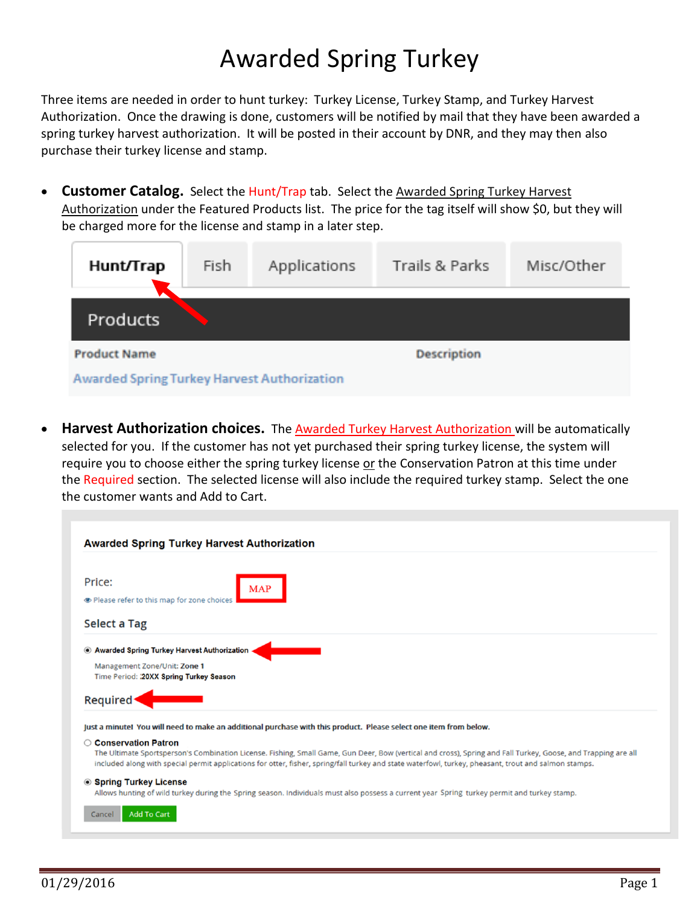# Awarded Spring Turkey

Three items are needed in order to hunt turkey: Turkey License, Turkey Stamp, and Turkey Harvest Authorization. Once the drawing is done, customers will be notified by mail that they have been awarded a spring turkey harvest authorization. It will be posted in their account by DNR, and they may then also purchase their turkey license and stamp.

- **Customer Catalog.** Select the Hunt/Trap tab. Select the Awarded Spring Turkey Harvest Authorization under the Featured Products list. The price for the tag itself will show $0, but they will be charged more for the license and stamp in a later step.

- **Harvest Authorization choices.** The Awarded Turkey Harvest Authorization will be automatically selected for you. If the customer has not yet purchased their spring turkey license, the system will require you to choose either the spring turkey license or the Conservation Patron at this time under the Required section. The selected license will also include the required turkey stamp. Select the one the customer wants and Add to Cart.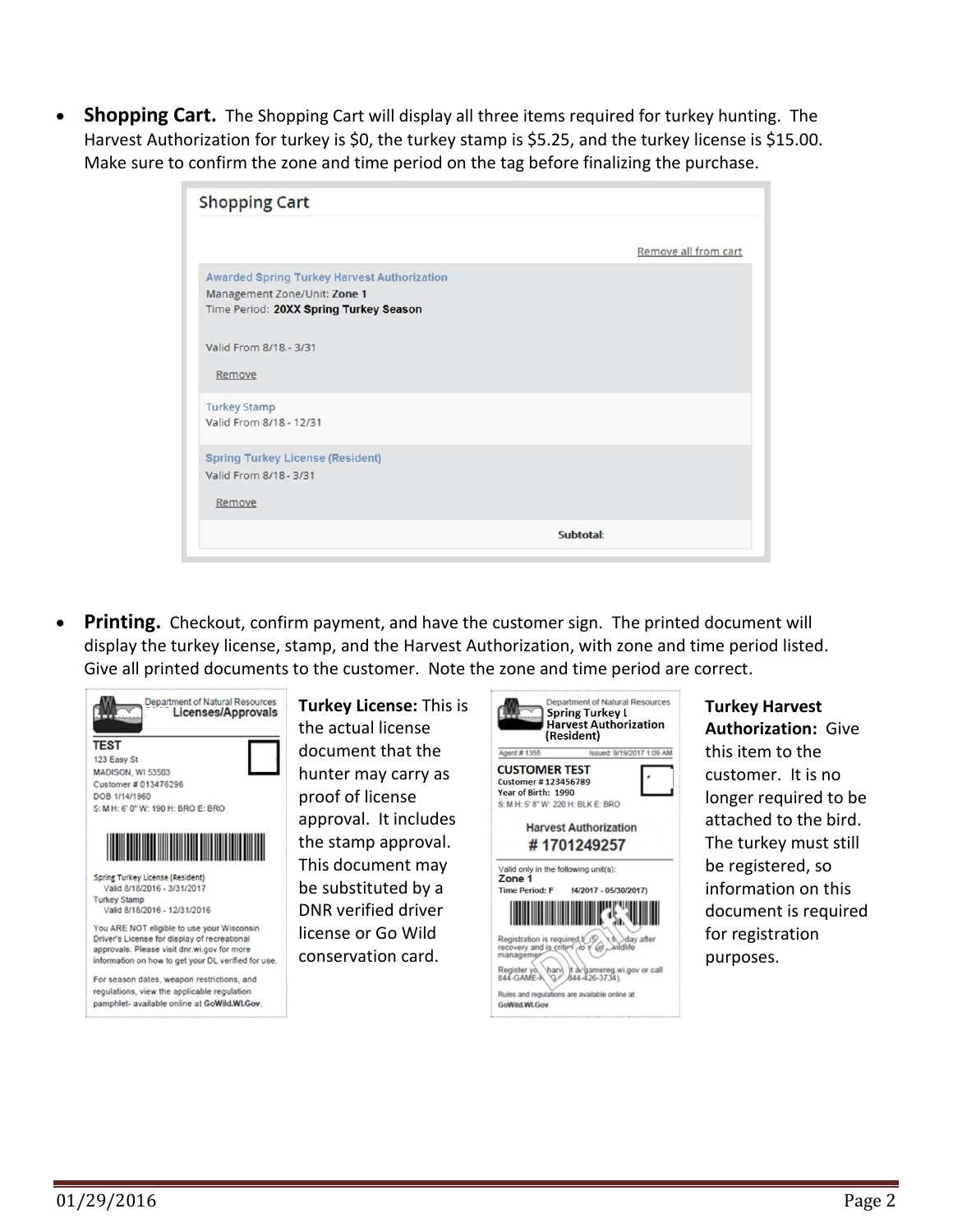- **Shopping Cart.** The Shopping Cart will display all three items required for turkey hunting. The Harvest Authorization for turkey is $0, the turkey stamp is $5.25, and the turkey license is $15.00. Make sure to confirm the zone and time period on the tag before finalizing the purchase.

Shopping Cart

Remove all from cart

Awarded Spring Turkey Harvest Authorization
Management Zone/Unit: **Zone 1**
Time Period: **20XX Spring Turkey Season**

Valid From 8/18.- 3/31

Remove

Turkey Stamp
Valid From 8/18 - 12/31

Spring Turkey License (Resident)
Valid From 8/18 - 3/31

Remove

Subtotal:

- **Printing.** Checkout, confirm payment, and have the customer sign. The printed document will display the turkey license, stamp, and the Harvest Authorization, with zone and time period listed. Give all printed documents to the customer. Note the zone and time period are correct.

Department of Natural Resources
Licenses/Approvals

TEST
123 Easy St
MADISON, WI 53503
Customer # 013476296
DOB 1/14/1960
S: M H: 6' 0" W: 190 H: BRO E: BRO

Spring Turkey License (Resident)
Valid 8/18/2016 - 3/31/2017
Turkey Stamp
Valid 8/18/2016 - 12/31/2016

You ARE NOT eligible to use your Wisconsin Driver's License for display of recreational approvals. Please visit dnr.wi.gov for more information on how to get your DL verified for use.

For season dates, weapon restrictions, and regulations, view the applicable regulation pamphlet- available online at GoWild.WI.Gov.

**Turkey License:** This is the actual license document that the hunter may carry as proof of license approval. It includes the stamp approval. This document may be substituted by a DNR verified driver license or Go Wild conservation card.

Department of Natural Resources
Spring Turkey L
Harvest Authorization
(Resident)

Agent # 1355 Issued: 9/19/2017 1:09 AM

CUSTOMER TEST
Customer # 123456789
Year of Birth: 1990
S: M H: 5' 8" W: 220 H: BLK E: BRO

Harvest Authorization
# 1701249257

Valid only in the following unit(s):
Zone 1
Time Period: F 4/2017 - 05/30/2017)

Registration is required ... day after recovery and is ... wildlife managemen...

Register yo... harv... at gamereg.wi.gov or call 844-GAME-... 844-426-3734).

Rules and regulations are available online at GoWild.WI.Gov.

**Turkey Harvest Authorization:** Give this item to the customer. It is no longer required to be attached to the bird. The turkey must still be registered, so information on this document is required for registration purposes.

01/29/2016